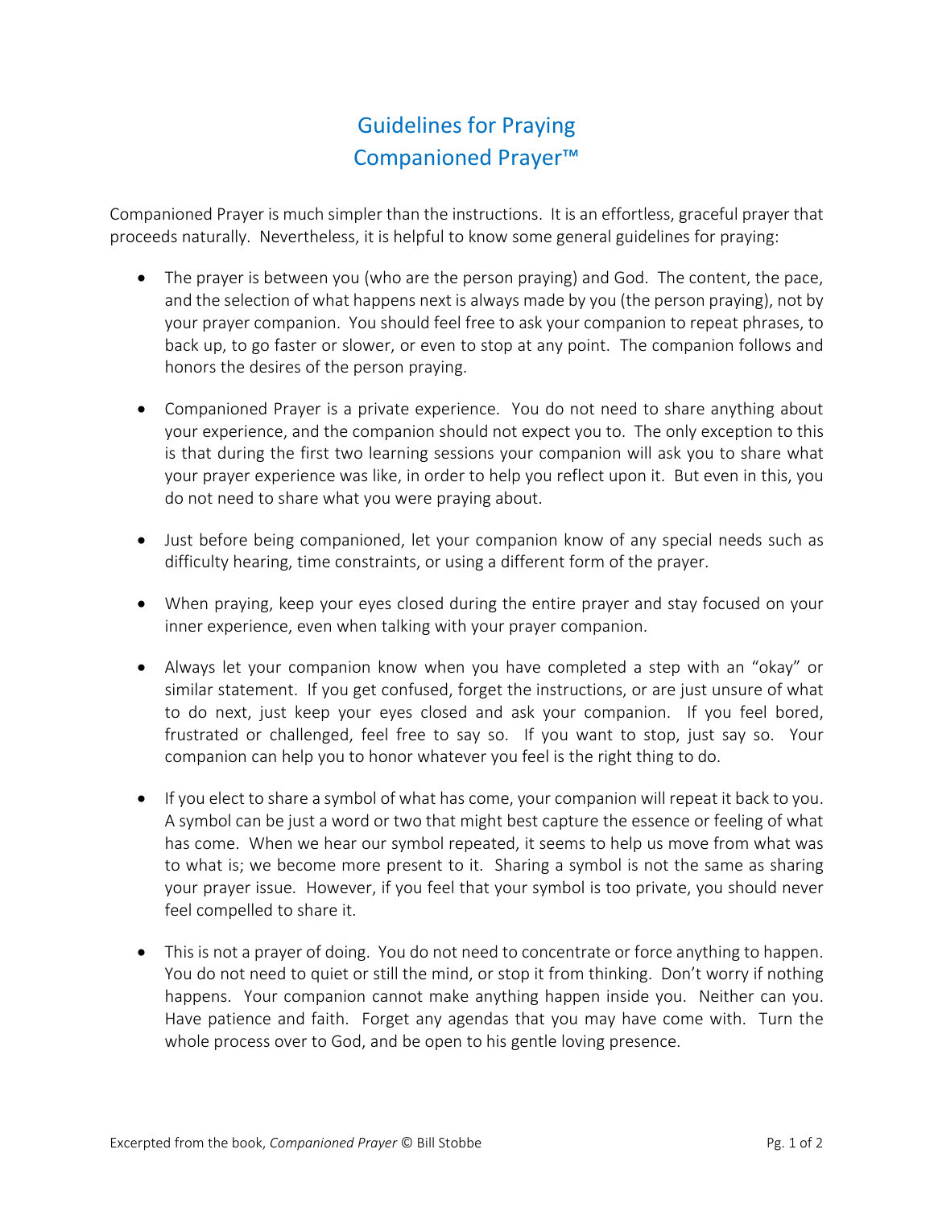# Guidelines for Praying
# Companioned Prayer™

Companioned Prayer is much simpler than the instructions. It is an effortless, graceful prayer that proceeds naturally. Nevertheless, it is helpful to know some general guidelines for praying:

- The prayer is between you (who are the person praying) and God. The content, the pace, and the selection of what happens next is always made by you (the person praying), not by your prayer companion. You should feel free to ask your companion to repeat phrases, to back up, to go faster or slower, or even to stop at any point. The companion follows and honors the desires of the person praying.

- Companioned Prayer is a private experience. You do not need to share anything about your experience, and the companion should not expect you to. The only exception to this is that during the first two learning sessions your companion will ask you to share what your prayer experience was like, in order to help you reflect upon it. But even in this, you do not need to share what you were praying about.

- Just before being companioned, let your companion know of any special needs such as difficulty hearing, time constraints, or using a different form of the prayer.

- When praying, keep your eyes closed during the entire prayer and stay focused on your inner experience, even when talking with your prayer companion.

- Always let your companion know when you have completed a step with an "okay" or similar statement. If you get confused, forget the instructions, or are just unsure of what to do next, just keep your eyes closed and ask your companion. If you feel bored, frustrated or challenged, feel free to say so. If you want to stop, just say so. Your companion can help you to honor whatever you feel is the right thing to do.

- If you elect to share a symbol of what has come, your companion will repeat it back to you. A symbol can be just a word or two that might best capture the essence or feeling of what has come. When we hear our symbol repeated, it seems to help us move from what was to what is; we become more present to it. Sharing a symbol is not the same as sharing your prayer issue. However, if you feel that your symbol is too private, you should never feel compelled to share it.

- This is not a prayer of doing. You do not need to concentrate or force anything to happen. You do not need to quiet or still the mind, or stop it from thinking. Don't worry if nothing happens. Your companion cannot make anything happen inside you. Neither can you. Have patience and faith. Forget any agendas that you may have come with. Turn the whole process over to God, and be open to his gentle loving presence.

Excerpted from the book, *Companioned Prayer* © Bill Stobbe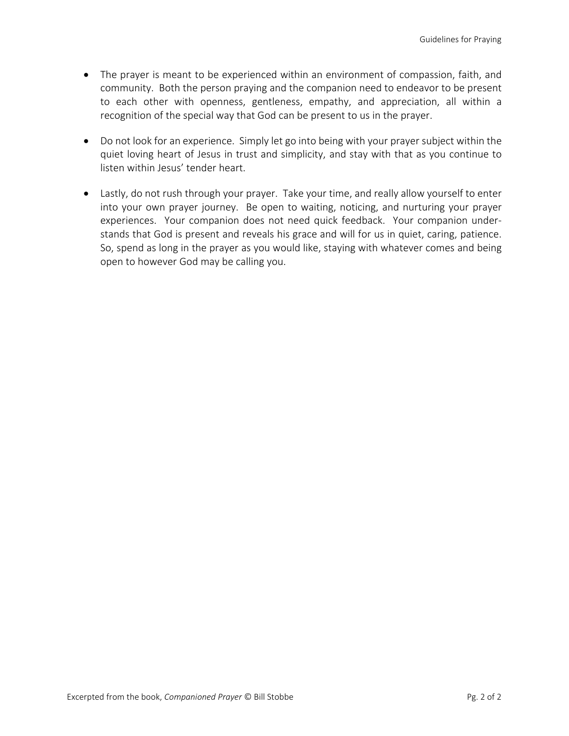- The prayer is meant to be experienced within an environment of compassion, faith, and community. Both the person praying and the companion need to endeavor to be present to each other with openness, gentleness, empathy, and appreciation, all within a recognition of the special way that God can be present to us in the prayer.

- Do not look for an experience. Simply let go into being with your prayer subject within the quiet loving heart of Jesus in trust and simplicity, and stay with that as you continue to listen within Jesus' tender heart.

- Lastly, do not rush through your prayer. Take your time, and really allow yourself to enter into your own prayer journey. Be open to waiting, noticing, and nurturing your prayer experiences. Your companion does not need quick feedback. Your companion understands that God is present and reveals his grace and will for us in quiet, caring, patience. So, spend as long in the prayer as you would like, staying with whatever comes and being open to however God may be calling you.

Excerpted from the book, *Companioned Prayer* © Bill Stobbe